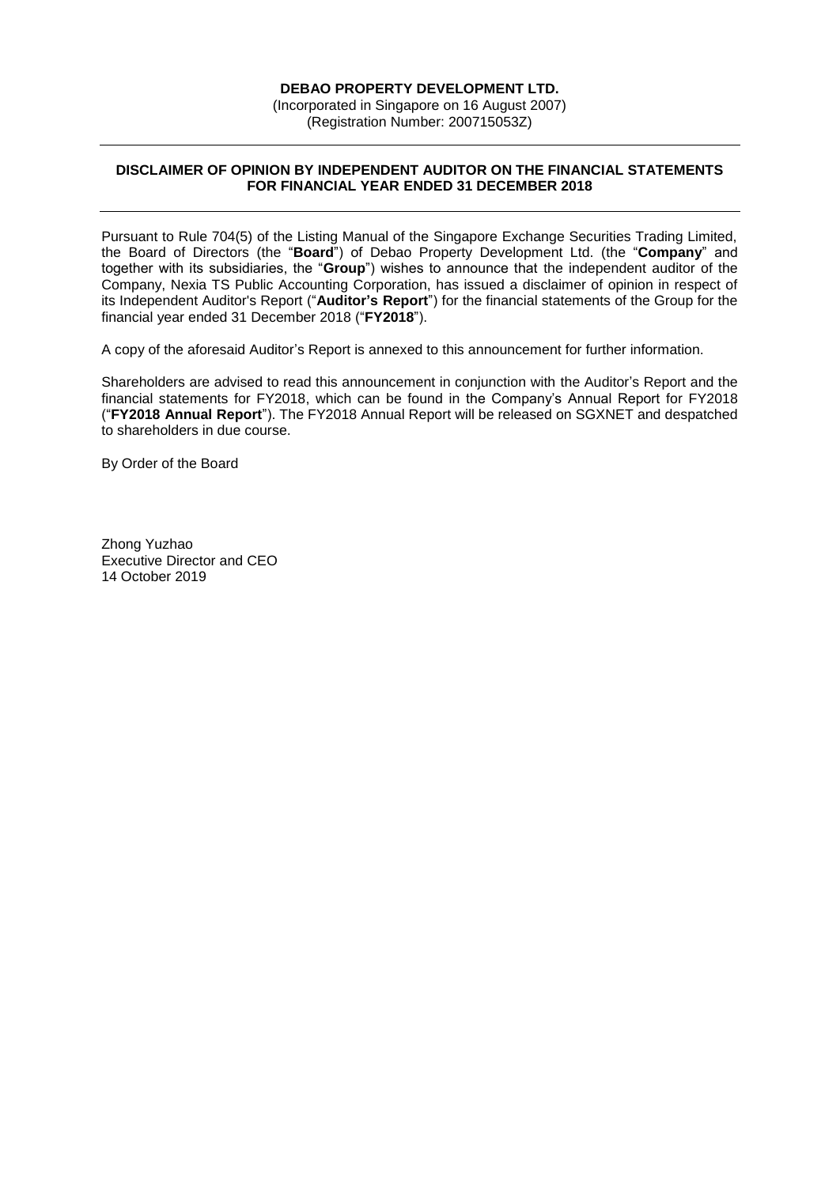**DEBAO PROPERTY DEVELOPMENT LTD.**
(Incorporated in Singapore on 16 August 2007)
(Registration Number: 200715053Z)

---

**DISCLAIMER OF OPINION BY INDEPENDENT AUDITOR ON THE FINANCIAL STATEMENTS FOR FINANCIAL YEAR ENDED 31 DECEMBER 2018**

---

Pursuant to Rule 704(5) of the Listing Manual of the Singapore Exchange Securities Trading Limited, the Board of Directors (the "**Board**") of Debao Property Development Ltd. (the "**Company**" and together with its subsidiaries, the "**Group**") wishes to announce that the independent auditor of the Company, Nexia TS Public Accounting Corporation, has issued a disclaimer of opinion in respect of its Independent Auditor's Report ("**Auditor's Report**") for the financial statements of the Group for the financial year ended 31 December 2018 ("**FY2018**").

A copy of the aforesaid Auditor's Report is annexed to this announcement for further information.

Shareholders are advised to read this announcement in conjunction with the Auditor's Report and the financial statements for FY2018, which can be found in the Company's Annual Report for FY2018 ("**FY2018 Annual Report**"). The FY2018 Annual Report will be released on SGXNET and despatched to shareholders in due course.

By Order of the Board

Zhong Yuzhao
Executive Director and CEO
14 October 2019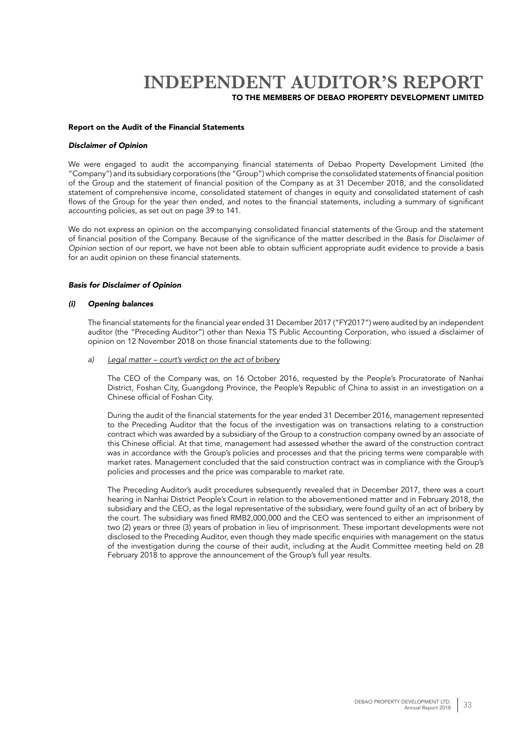# INDEPENDENT AUDITOR'S REPORT

TO THE MEMBERS OF DEBAO PROPERTY DEVELOPMENT LIMITED

## Report on the Audit of the Financial Statements

### *Disclaimer of Opinion*

We were engaged to audit the accompanying financial statements of Debao Property Development Limited (the "Company") and its subsidiary corporations (the "Group") which comprise the consolidated statements of financial position of the Group and the statement of financial position of the Company as at 31 December 2018, and the consolidated statement of comprehensive income, consolidated statement of changes in equity and consolidated statement of cash flows of the Group for the year then ended, and notes to the financial statements, including a summary of significant accounting policies, as set out on page 39 to 141.

We do not express an opinion on the accompanying consolidated financial statements of the Group and the statement of financial position of the Company. Because of the significance of the matter described in the *Basis for Disclaimer of Opinion* section of our report, we have not been able to obtain sufficient appropriate audit evidence to provide a basis for an audit opinion on these financial statements.

### *Basis for Disclaimer of Opinion*

#### *(i) Opening balances*

The financial statements for the financial year ended 31 December 2017 ("FY2017") were audited by an independent auditor (the "Preceding Auditor") other than Nexia TS Public Accounting Corporation, who issued a disclaimer of opinion on 12 November 2018 on those financial statements due to the following:

a) Legal matter – court's verdict on the act of bribery

The CEO of the Company was, on 16 October 2016, requested by the People's Procuratorate of Nanhai District, Foshan City, Guangdong Province, the People's Republic of China to assist in an investigation on a Chinese official of Foshan City.

During the audit of the financial statements for the year ended 31 December 2016, management represented to the Preceding Auditor that the focus of the investigation was on transactions relating to a construction contract which was awarded by a subsidiary of the Group to a construction company owned by an associate of this Chinese official. At that time, management had assessed whether the award of the construction contract was in accordance with the Group's policies and processes and that the pricing terms were comparable with market rates. Management concluded that the said construction contract was in compliance with the Group's policies and processes and the price was comparable to market rate.

The Preceding Auditor's audit procedures subsequently revealed that in December 2017, there was a court hearing in Nanhai District People's Court in relation to the abovementioned matter and in February 2018, the subsidiary and the CEO, as the legal representative of the subsidiary, were found guilty of an act of bribery by the court. The subsidiary was fined RMB2,000,000 and the CEO was sentenced to either an imprisonment of two (2) years or three (3) years of probation in lieu of imprisonment. These important developments were not disclosed to the Preceding Auditor, even though they made specific enquiries with management on the status of the investigation during the course of their audit, including at the Audit Committee meeting held on 28 February 2018 to approve the announcement of the Group's full year results.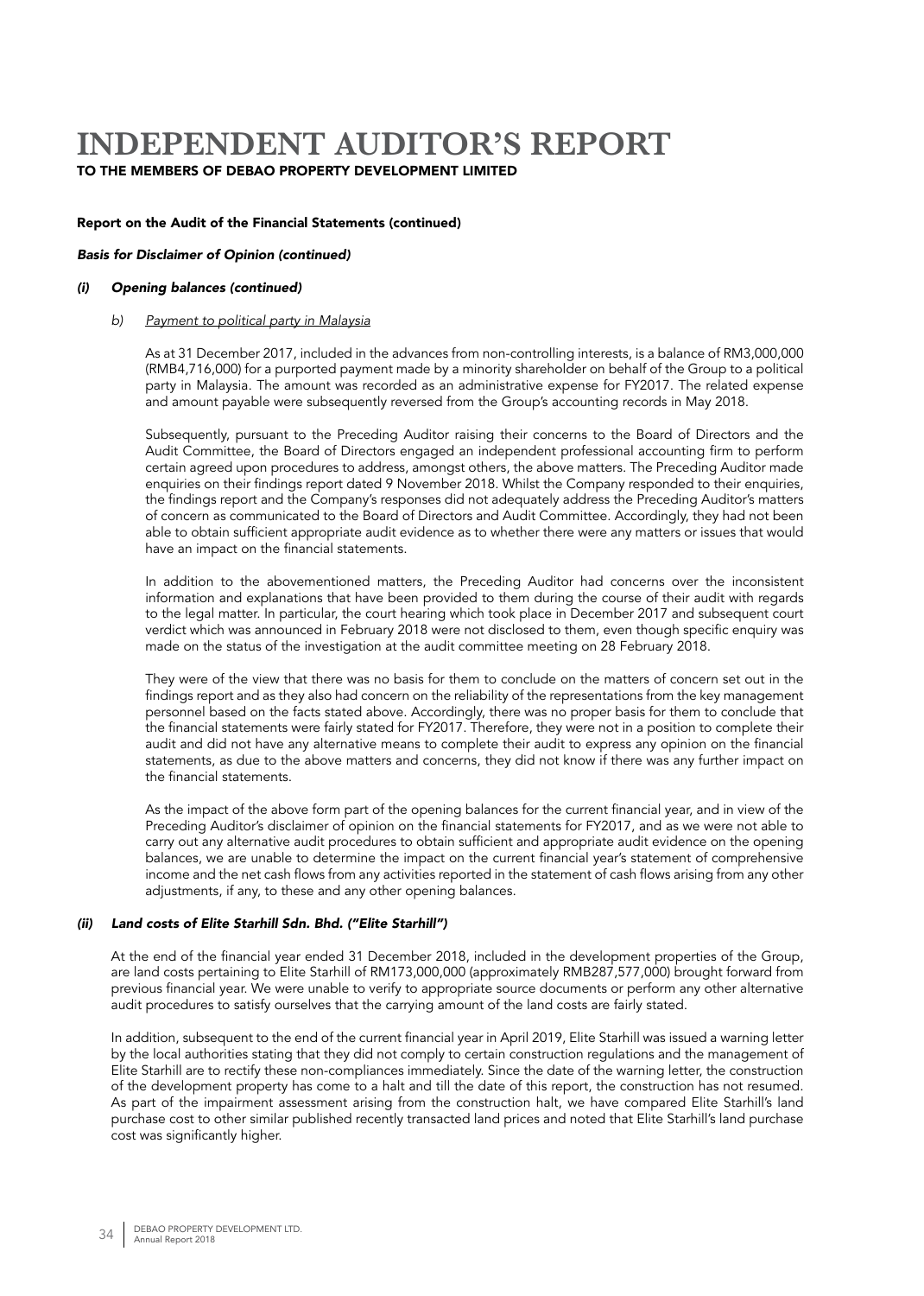# INDEPENDENT AUDITOR'S REPORT

**TO THE MEMBERS OF DEBAO PROPERTY DEVELOPMENT LIMITED**

**Report on the Audit of the Financial Statements (continued)**

***Basis for Disclaimer of Opinion (continued)***

***(i) Opening balances (continued)***

*b)* <u>*Payment to political party in Malaysia*</u>

As at 31 December 2017, included in the advances from non-controlling interests, is a balance of RM3,000,000 (RMB4,716,000) for a purported payment made by a minority shareholder on behalf of the Group to a political party in Malaysia. The amount was recorded as an administrative expense for FY2017. The related expense and amount payable were subsequently reversed from the Group's accounting records in May 2018.

Subsequently, pursuant to the Preceding Auditor raising their concerns to the Board of Directors and the Audit Committee, the Board of Directors engaged an independent professional accounting firm to perform certain agreed upon procedures to address, amongst others, the above matters. The Preceding Auditor made enquiries on their findings report dated 9 November 2018. Whilst the Company responded to their enquiries, the findings report and the Company's responses did not adequately address the Preceding Auditor's matters of concern as communicated to the Board of Directors and Audit Committee. Accordingly, they had not been able to obtain sufficient appropriate audit evidence as to whether there were any matters or issues that would have an impact on the financial statements.

In addition to the abovementioned matters, the Preceding Auditor had concerns over the inconsistent information and explanations that have been provided to them during the course of their audit with regards to the legal matter. In particular, the court hearing which took place in December 2017 and subsequent court verdict which was announced in February 2018 were not disclosed to them, even though specific enquiry was made on the status of the investigation at the audit committee meeting on 28 February 2018.

They were of the view that there was no basis for them to conclude on the matters of concern set out in the findings report and as they also had concern on the reliability of the representations from the key management personnel based on the facts stated above. Accordingly, there was no proper basis for them to conclude that the financial statements were fairly stated for FY2017. Therefore, they were not in a position to complete their audit and did not have any alternative means to complete their audit to express any opinion on the financial statements, as due to the above matters and concerns, they did not know if there was any further impact on the financial statements.

As the impact of the above form part of the opening balances for the current financial year, and in view of the Preceding Auditor's disclaimer of opinion on the financial statements for FY2017, and as we were not able to carry out any alternative audit procedures to obtain sufficient and appropriate audit evidence on the opening balances, we are unable to determine the impact on the current financial year's statement of comprehensive income and the net cash flows from any activities reported in the statement of cash flows arising from any other adjustments, if any, to these and any other opening balances.

***(ii) Land costs of Elite Starhill Sdn. Bhd. ("Elite Starhill")***

At the end of the financial year ended 31 December 2018, included in the development properties of the Group, are land costs pertaining to Elite Starhill of RM173,000,000 (approximately RMB287,577,000) brought forward from previous financial year. We were unable to verify to appropriate source documents or perform any other alternative audit procedures to satisfy ourselves that the carrying amount of the land costs are fairly stated.

In addition, subsequent to the end of the current financial year in April 2019, Elite Starhill was issued a warning letter by the local authorities stating that they did not comply to certain construction regulations and the management of Elite Starhill are to rectify these non-compliances immediately. Since the date of the warning letter, the construction of the development property has come to a halt and till the date of this report, the construction has not resumed. As part of the impairment assessment arising from the construction halt, we have compared Elite Starhill's land purchase cost to other similar published recently transacted land prices and noted that Elite Starhill's land purchase cost was significantly higher.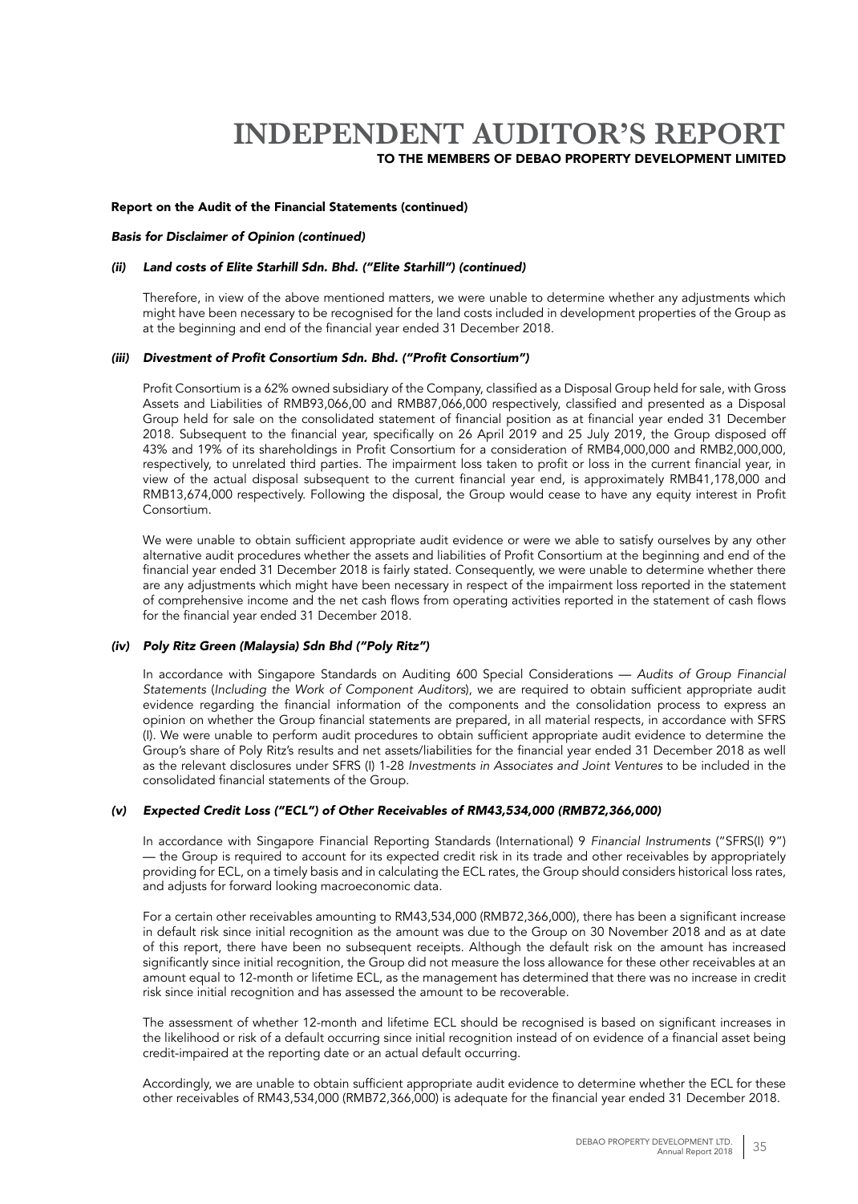# INDEPENDENT AUDITOR'S REPORT

TO THE MEMBERS OF DEBAO PROPERTY DEVELOPMENT LIMITED

**Report on the Audit of the Financial Statements (continued)**

***Basis for Disclaimer of Opinion (continued)***

***(ii) Land costs of Elite Starhill Sdn. Bhd. ("Elite Starhill") (continued)***

Therefore, in view of the above mentioned matters, we were unable to determine whether any adjustments which might have been necessary to be recognised for the land costs included in development properties of the Group as at the beginning and end of the financial year ended 31 December 2018.

***(iii) Divestment of Profit Consortium Sdn. Bhd. ("Profit Consortium")***

Profit Consortium is a 62% owned subsidiary of the Company, classified as a Disposal Group held for sale, with Gross Assets and Liabilities of RMB93,066,00 and RMB87,066,000 respectively, classified and presented as a Disposal Group held for sale on the consolidated statement of financial position as at financial year ended 31 December 2018. Subsequent to the financial year, specifically on 26 April 2019 and 25 July 2019, the Group disposed off 43% and 19% of its shareholdings in Profit Consortium for a consideration of RMB4,000,000 and RMB2,000,000, respectively, to unrelated third parties. The impairment loss taken to profit or loss in the current financial year, in view of the actual disposal subsequent to the current financial year end, is approximately RMB41,178,000 and RMB13,674,000 respectively. Following the disposal, the Group would cease to have any equity interest in Profit Consortium.

We were unable to obtain sufficient appropriate audit evidence or were we able to satisfy ourselves by any other alternative audit procedures whether the assets and liabilities of Profit Consortium at the beginning and end of the financial year ended 31 December 2018 is fairly stated. Consequently, we were unable to determine whether there are any adjustments which might have been necessary in respect of the impairment loss reported in the statement of comprehensive income and the net cash flows from operating activities reported in the statement of cash flows for the financial year ended 31 December 2018.

***(iv) Poly Ritz Green (Malaysia) Sdn Bhd ("Poly Ritz")***

In accordance with Singapore Standards on Auditing 600 Special Considerations — *Audits of Group Financial Statements* (*Including the Work of Component Auditors*), we are required to obtain sufficient appropriate audit evidence regarding the financial information of the components and the consolidation process to express an opinion on whether the Group financial statements are prepared, in all material respects, in accordance with SFRS (I). We were unable to perform audit procedures to obtain sufficient appropriate audit evidence to determine the Group's share of Poly Ritz's results and net assets/liabilities for the financial year ended 31 December 2018 as well as the relevant disclosures under SFRS (I) 1-28 *Investments in Associates and Joint Ventures* to be included in the consolidated financial statements of the Group.

***(v) Expected Credit Loss ("ECL") of Other Receivables of RM43,534,000 (RMB72,366,000)***

In accordance with Singapore Financial Reporting Standards (International) 9 *Financial Instruments* ("SFRS(I) 9") — the Group is required to account for its expected credit risk in its trade and other receivables by appropriately providing for ECL, on a timely basis and in calculating the ECL rates, the Group should considers historical loss rates, and adjusts for forward looking macroeconomic data.

For a certain other receivables amounting to RM43,534,000 (RMB72,366,000), there has been a significant increase in default risk since initial recognition as the amount was due to the Group on 30 November 2018 and as at date of this report, there have been no subsequent receipts. Although the default risk on the amount has increased significantly since initial recognition, the Group did not measure the loss allowance for these other receivables at an amount equal to 12-month or lifetime ECL, as the management has determined that there was no increase in credit risk since initial recognition and has assessed the amount to be recoverable.

The assessment of whether 12-month and lifetime ECL should be recognised is based on significant increases in the likelihood or risk of a default occurring since initial recognition instead of on evidence of a financial asset being credit-impaired at the reporting date or an actual default occurring.

Accordingly, we are unable to obtain sufficient appropriate audit evidence to determine whether the ECL for these other receivables of RM43,534,000 (RMB72,366,000) is adequate for the financial year ended 31 December 2018.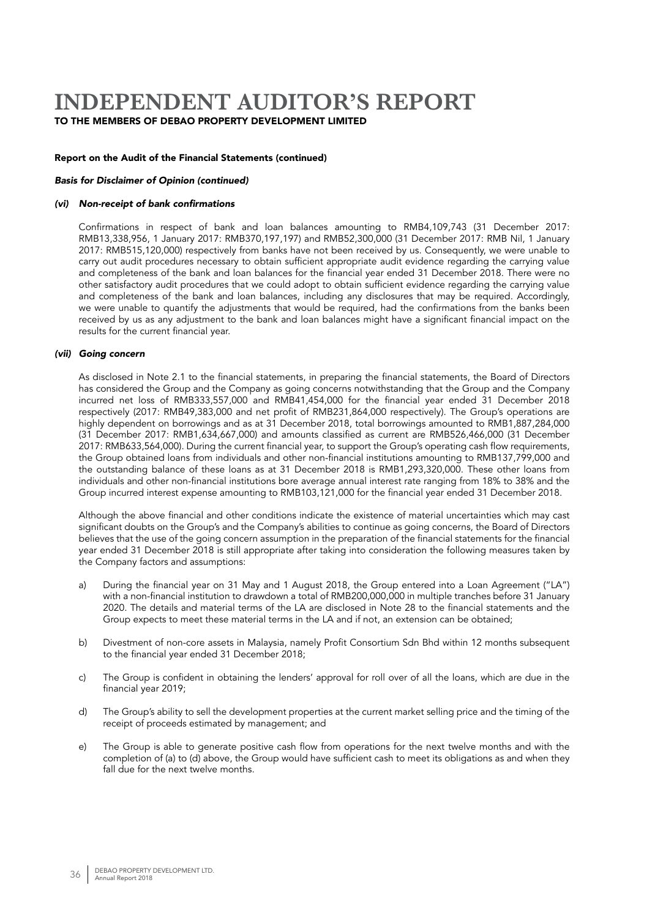# INDEPENDENT AUDITOR'S REPORT

TO THE MEMBERS OF DEBAO PROPERTY DEVELOPMENT LIMITED

**Report on the Audit of the Financial Statements (continued)**

***Basis for Disclaimer of Opinion (continued)***

***(vi) Non-receipt of bank confirmations***

Confirmations in respect of bank and loan balances amounting to RMB4,109,743 (31 December 2017: RMB13,338,956, 1 January 2017: RMB370,197,197) and RMB52,300,000 (31 December 2017: RMB Nil, 1 January 2017: RMB515,120,000) respectively from banks have not been received by us. Consequently, we were unable to carry out audit procedures necessary to obtain sufficient appropriate audit evidence regarding the carrying value and completeness of the bank and loan balances for the financial year ended 31 December 2018. There were no other satisfactory audit procedures that we could adopt to obtain sufficient evidence regarding the carrying value and completeness of the bank and loan balances, including any disclosures that may be required. Accordingly, we were unable to quantify the adjustments that would be required, had the confirmations from the banks been received by us as any adjustment to the bank and loan balances might have a significant financial impact on the results for the current financial year.

***(vii) Going concern***

As disclosed in Note 2.1 to the financial statements, in preparing the financial statements, the Board of Directors has considered the Group and the Company as going concerns notwithstanding that the Group and the Company incurred net loss of RMB333,557,000 and RMB41,454,000 for the financial year ended 31 December 2018 respectively (2017: RMB49,383,000 and net profit of RMB231,864,000 respectively). The Group's operations are highly dependent on borrowings and as at 31 December 2018, total borrowings amounted to RMB1,887,284,000 (31 December 2017: RMB1,634,667,000) and amounts classified as current are RMB526,466,000 (31 December 2017: RMB633,564,000). During the current financial year, to support the Group's operating cash flow requirements, the Group obtained loans from individuals and other non-financial institutions amounting to RMB137,799,000 and the outstanding balance of these loans as at 31 December 2018 is RMB1,293,320,000. These other loans from individuals and other non-financial institutions bore average annual interest rate ranging from 18% to 38% and the Group incurred interest expense amounting to RMB103,121,000 for the financial year ended 31 December 2018.

Although the above financial and other conditions indicate the existence of material uncertainties which may cast significant doubts on the Group's and the Company's abilities to continue as going concerns, the Board of Directors believes that the use of the going concern assumption in the preparation of the financial statements for the financial year ended 31 December 2018 is still appropriate after taking into consideration the following measures taken by the Company factors and assumptions:

a) During the financial year on 31 May and 1 August 2018, the Group entered into a Loan Agreement ("LA") with a non-financial institution to drawdown a total of RMB200,000,000 in multiple tranches before 31 January 2020. The details and material terms of the LA are disclosed in Note 28 to the financial statements and the Group expects to meet these material terms in the LA and if not, an extension can be obtained;

b) Divestment of non-core assets in Malaysia, namely Profit Consortium Sdn Bhd within 12 months subsequent to the financial year ended 31 December 2018;

c) The Group is confident in obtaining the lenders' approval for roll over of all the loans, which are due in the financial year 2019;

d) The Group's ability to sell the development properties at the current market selling price and the timing of the receipt of proceeds estimated by management; and

e) The Group is able to generate positive cash flow from operations for the next twelve months and with the completion of (a) to (d) above, the Group would have sufficient cash to meet its obligations as and when they fall due for the next twelve months.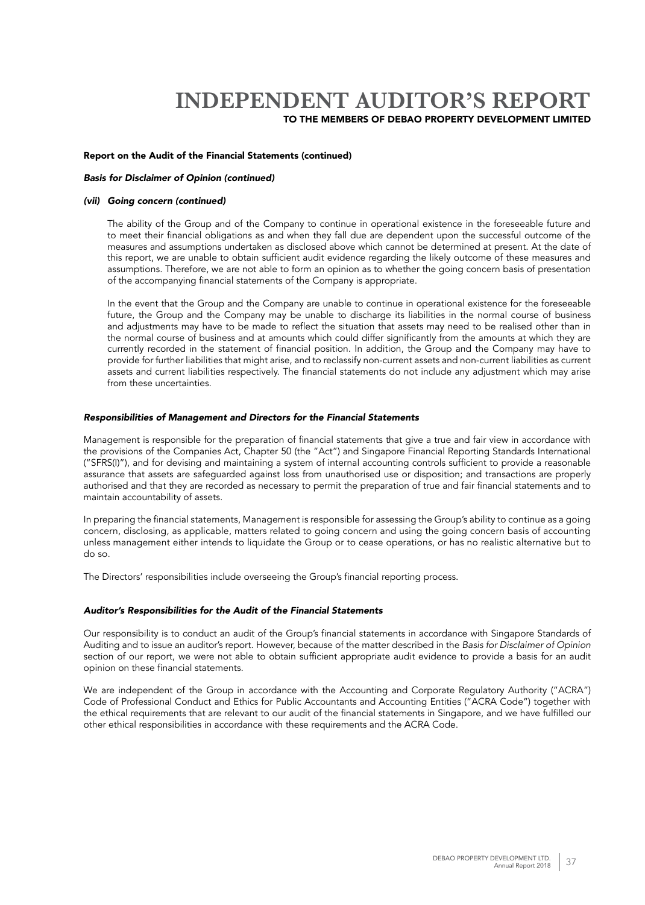# INDEPENDENT AUDITOR'S REPORT

**TO THE MEMBERS OF DEBAO PROPERTY DEVELOPMENT LIMITED**

**Report on the Audit of the Financial Statements (continued)**

***Basis for Disclaimer of Opinion (continued)***

***(vii) Going concern (continued)***

The ability of the Group and of the Company to continue in operational existence in the foreseeable future and to meet their financial obligations as and when they fall due are dependent upon the successful outcome of the measures and assumptions undertaken as disclosed above which cannot be determined at present. At the date of this report, we are unable to obtain sufficient audit evidence regarding the likely outcome of these measures and assumptions. Therefore, we are not able to form an opinion as to whether the going concern basis of presentation of the accompanying financial statements of the Company is appropriate.

In the event that the Group and the Company are unable to continue in operational existence for the foreseeable future, the Group and the Company may be unable to discharge its liabilities in the normal course of business and adjustments may have to be made to reflect the situation that assets may need to be realised other than in the normal course of business and at amounts which could differ significantly from the amounts at which they are currently recorded in the statement of financial position. In addition, the Group and the Company may have to provide for further liabilities that might arise, and to reclassify non-current assets and non-current liabilities as current assets and current liabilities respectively. The financial statements do not include any adjustment which may arise from these uncertainties.

***Responsibilities of Management and Directors for the Financial Statements***

Management is responsible for the preparation of financial statements that give a true and fair view in accordance with the provisions of the Companies Act, Chapter 50 (the "Act") and Singapore Financial Reporting Standards International ("SFRS(I)"), and for devising and maintaining a system of internal accounting controls sufficient to provide a reasonable assurance that assets are safeguarded against loss from unauthorised use or disposition; and transactions are properly authorised and that they are recorded as necessary to permit the preparation of true and fair financial statements and to maintain accountability of assets.

In preparing the financial statements, Management is responsible for assessing the Group's ability to continue as a going concern, disclosing, as applicable, matters related to going concern and using the going concern basis of accounting unless management either intends to liquidate the Group or to cease operations, or has no realistic alternative but to do so.

The Directors' responsibilities include overseeing the Group's financial reporting process.

***Auditor's Responsibilities for the Audit of the Financial Statements***

Our responsibility is to conduct an audit of the Group's financial statements in accordance with Singapore Standards of Auditing and to issue an auditor's report. However, because of the matter described in the *Basis for Disclaimer of Opinion* section of our report, we were not able to obtain sufficient appropriate audit evidence to provide a basis for an audit opinion on these financial statements.

We are independent of the Group in accordance with the Accounting and Corporate Regulatory Authority ("ACRA") Code of Professional Conduct and Ethics for Public Accountants and Accounting Entities ("ACRA Code") together with the ethical requirements that are relevant to our audit of the financial statements in Singapore, and we have fulfilled our other ethical responsibilities in accordance with these requirements and the ACRA Code.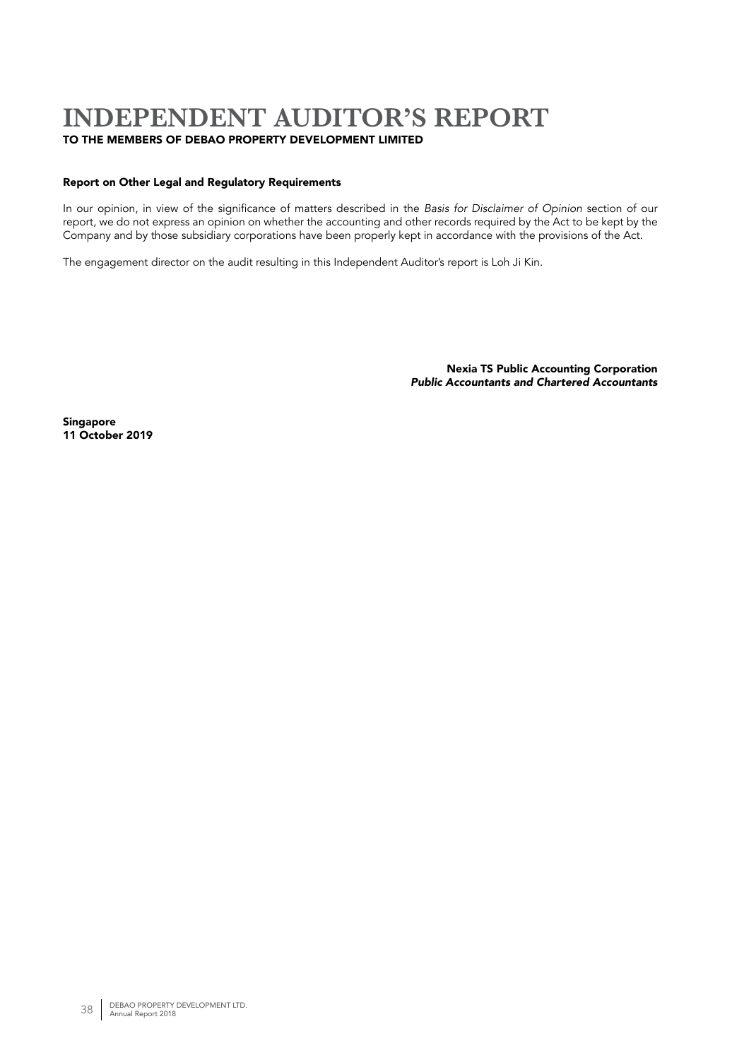# INDEPENDENT AUDITOR'S REPORT

## TO THE MEMBERS OF DEBAO PROPERTY DEVELOPMENT LIMITED

### Report on Other Legal and Regulatory Requirements

In our opinion, in view of the significance of matters described in the *Basis for Disclaimer of Opinion* section of our report, we do not express an opinion on whether the accounting and other records required by the Act to be kept by the Company and by those subsidiary corporations have been properly kept in accordance with the provisions of the Act.

The engagement director on the audit resulting in this Independent Auditor's report is Loh Ji Kin.

**Nexia TS Public Accounting Corporation**
***Public Accountants and Chartered Accountants***

**Singapore**
**11 October 2019**